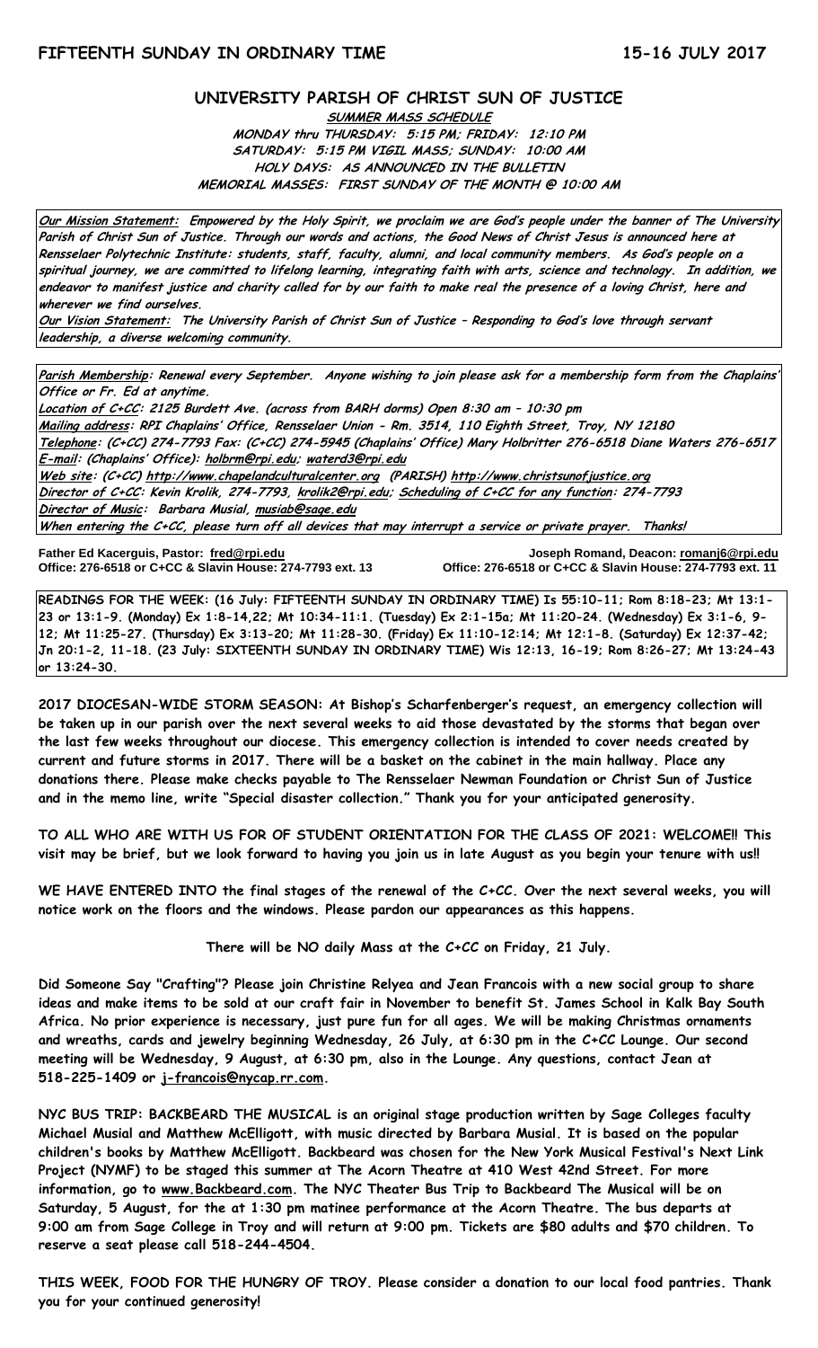**FIFTEENTH SUNDAY IN ORDINARY TIME** **15-16 JULY 2017**

# UNIVERSITY PARISH OF CHRIST SUN OF JUSTICE

**SUMMER MASS SCHEDULE**
**MONDAY thru THURSDAY: 5:15 PM; FRIDAY: 12:10 PM**
**SATURDAY: 5:15 PM VIGIL MASS; SUNDAY: 10:00 AM**
**HOLY DAYS: AS ANNOUNCED IN THE BULLETIN**
**MEMORIAL MASSES: FIRST SUNDAY OF THE MONTH @ 10:00 AM**

**Our Mission Statement:** *Empowered by the Holy Spirit, we proclaim we are God's people under the banner of The University Parish of Christ Sun of Justice. Through our words and actions, the Good News of Christ Jesus is announced here at Rensselaer Polytechnic Institute: students, staff, faculty, alumni, and local community members. As God's people on a spiritual journey, we are committed to lifelong learning, integrating faith with arts, science and technology. In addition, we endeavor to manifest justice and charity called for by our faith to make real the presence of a loving Christ, here and wherever we find ourselves.*
**Our Vision Statement:** *The University Parish of Christ Sun of Justice – Responding to God's love through servant leadership, a diverse welcoming community.*

**Parish Membership:** Renewal every September. Anyone wishing to join please ask for a membership form from the Chaplains' Office or Fr. Ed at anytime.
**Location of C+CC:** 2125 Burdett Ave. (across from BARH dorms) Open 8:30 am – 10:30 pm
**Mailing address:** RPI Chaplains' Office, Rensselaer Union - Rm. 3514, 110 Eighth Street, Troy, NY 12180
**Telephone:** (C+CC) 274-7793 Fax: (C+CC) 274-5945 (Chaplains' Office) Mary Holbritter 276-6518 Diane Waters 276-6517
**E-mail:** (Chaplains' Office): holbrm@rpi.edu; waterd3@rpi.edu
**Web site:** (C+CC) http://www.chapelandculturalcenter.org (PARISH) http://www.christsunofjustice.org
**Director of C+CC:** Kevin Krolik, 274-7793, krolik2@rpi.edu; **Scheduling of C+CC for any function:** 274-7793
**Director of Music:** Barbara Musial, musiab@sage.edu
**When entering the C+CC, please turn off all devices that may interrupt a service or private prayer. Thanks!**

**Father Ed Kacerguis, Pastor: fred@rpi.edu**
**Office: 276-6518 or C+CC & Slavin House: 274-7793 ext. 13**

**Joseph Romand, Deacon: romanj6@rpi.edu**
**Office: 276-6518 or C+CC & Slavin House: 274-7793 ext. 11**

**READINGS FOR THE WEEK: (16 July: FIFTEENTH SUNDAY IN ORDINARY TIME) Is 55:10-11; Rom 8:18-23; Mt 13:1-23 or 13:1-9. (Monday) Ex 1:8-14,22; Mt 10:34-11:1. (Tuesday) Ex 2:1-15a; Mt 11:20-24. (Wednesday) Ex 3:1-6, 9-12; Mt 11:25-27. (Thursday) Ex 3:13-20; Mt 11:28-30. (Friday) Ex 11:10-12:14; Mt 12:1-8. (Saturday) Ex 12:37-42; Jn 20:1-2, 11-18. (23 July: SIXTEENTH SUNDAY IN ORDINARY TIME) Wis 12:13, 16-19; Rom 8:26-27; Mt 13:24-43 or 13:24-30.**

**2017 DIOCESAN-WIDE STORM SEASON: At Bishop's Scharfenberger's request, an emergency collection will be taken up in our parish over the next several weeks to aid those devastated by the storms that began over the last few weeks throughout our diocese. This emergency collection is intended to cover needs created by current and future storms in 2017. There will be a basket on the cabinet in the main hallway. Place any donations there. Please make checks payable to The Rensselaer Newman Foundation or Christ Sun of Justice and in the memo line, write "Special disaster collection." Thank you for your anticipated generosity.**

**TO ALL WHO ARE WITH US FOR OF STUDENT ORIENTATION FOR THE CLASS OF 2021: WELCOME!! This visit may be brief, but we look forward to having you join us in late August as you begin your tenure with us!!**

**WE HAVE ENTERED INTO the final stages of the renewal of the C+CC. Over the next several weeks, you will notice work on the floors and the windows. Please pardon our appearances as this happens.**

**There will be NO daily Mass at the C+CC on Friday, 21 July.**

**Did Someone Say "Crafting"? Please join Christine Relyea and Jean Francois with a new social group to share ideas and make items to be sold at our craft fair in November to benefit St. James School in Kalk Bay South Africa. No prior experience is necessary, just pure fun for all ages. We will be making Christmas ornaments and wreaths, cards and jewelry beginning Wednesday, 26 July, at 6:30 pm in the C+CC Lounge. Our second meeting will be Wednesday, 9 August, at 6:30 pm, also in the Lounge. Any questions, contact Jean at 518-225-1409 or j-francois@nycap.rr.com.**

**NYC BUS TRIP: BACKBEARD THE MUSICAL is an original stage production written by Sage Colleges faculty Michael Musial and Matthew McElligott, with music directed by Barbara Musial. It is based on the popular children's books by Matthew McElligott. Backbeard was chosen for the New York Musical Festival's Next Link Project (NYMF) to be staged this summer at The Acorn Theatre at 410 West 42nd Street. For more information, go to www.Backbeard.com. The NYC Theater Bus Trip to Backbeard The Musical will be on Saturday, 5 August, for the at 1:30 pm matinee performance at the Acorn Theatre. The bus departs at 9:00 am from Sage College in Troy and will return at 9:00 pm. Tickets are $80 adults and $70 children. To reserve a seat please call 518-244-4504.**

**THIS WEEK, FOOD FOR THE HUNGRY OF TROY. Please consider a donation to our local food pantries. Thank you for your continued generosity!**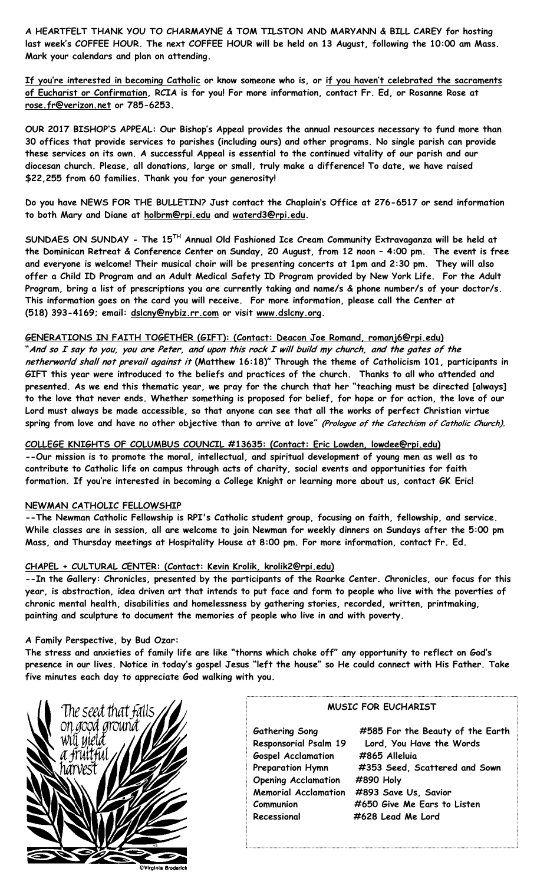**A HEARTFELT THANK YOU TO CHARMAYNE & TOM TILSTON AND MARYANN & BILL CAREY for hosting last week's COFFEE HOUR. The next COFFEE HOUR will be held on 13 August, following the 10:00 am Mass. Mark your calendars and plan on attending.**

**If you're interested in becoming Catholic or know someone who is, or if you haven't celebrated the sacraments of Eucharist or Confirmation, RCIA is for you! For more information, contact Fr. Ed, or Rosanne Rose at rose.fr@verizon.net or 785-6253.**

**OUR 2017 BISHOP'S APPEAL: Our Bishop's Appeal provides the annual resources necessary to fund more than 30 offices that provide services to parishes (including ours) and other programs. No single parish can provide these services on its own. A successful Appeal is essential to the continued vitality of our parish and our diocesan church. Please, all donations, large or small, truly make a difference! To date, we have raised $22,255 from 60 families. Thank you for your generosity!**

**Do you have NEWS FOR THE BULLETIN? Just contact the Chaplain's Office at 276-6517 or send information to both Mary and Diane at holbrm@rpi.edu and waterd3@rpi.edu.**

**SUNDAES ON SUNDAY - The 15TH Annual Old Fashioned Ice Cream Community Extravaganza will be held at the Dominican Retreat & Conference Center on Sunday, 20 August, from 12 noon – 4:00 pm. The event is free and everyone is welcome! Their musical choir will be presenting concerts at 1pm and 2:30 pm. They will also offer a Child ID Program and an Adult Medical Safety ID Program provided by New York Life. For the Adult Program, bring a list of prescriptions you are currently taking and name/s & phone number/s of your doctor/s. This information goes on the card you will receive. For more information, please call the Center at (518) 393-4169; email: dslcny@nybiz.rr.com or visit www.dslcny.org.**

**GENERATIONS IN FAITH TOGETHER (GIFT): (Contact: Deacon Joe Romand, romanj6@rpi.edu)**

**"*And so I say to you, you are Peter, and upon this rock I will build my church, and the gates of the netherworld shall not prevail against it* (Matthew 16:18)" Through the theme of Catholicism 101, participants in GIFT this year were introduced to the beliefs and practices of the church. Thanks to all who attended and presented. As we end this thematic year, we pray for the church that her "teaching must be directed [always] to the love that never ends. Whether something is proposed for belief, for hope or for action, the love of our Lord must always be made accessible, so that anyone can see that all the works of perfect Christian virtue spring from love and have no other objective than to arrive at love" *(Prologue of the Catechism of Catholic Church).***

**COLLEGE KNIGHTS OF COLUMBUS COUNCIL #13635: (Contact: Eric Lowden, lowdee@rpi.edu)**

**--Our mission is to promote the moral, intellectual, and spiritual development of young men as well as to contribute to Catholic life on campus through acts of charity, social events and opportunities for faith formation. If you're interested in becoming a College Knight or learning more about us, contact GK Eric!**

**NEWMAN CATHOLIC FELLOWSHIP**

**--The Newman Catholic Fellowship is RPI's Catholic student group, focusing on faith, fellowship, and service. While classes are in session, all are welcome to join Newman for weekly dinners on Sundays after the 5:00 pm Mass, and Thursday meetings at Hospitality House at 8:00 pm. For more information, contact Fr. Ed.**

**CHAPEL + CULTURAL CENTER: (Contact: Kevin Krolik, krolik2@rpi.edu)**

**--In the Gallery: Chronicles, presented by the participants of the Roarke Center. Chronicles, our focus for this year, is abstraction, idea driven art that intends to put face and form to people who live with the poverties of chronic mental health, disabilities and homelessness by gathering stories, recorded, written, printmaking, painting and sculpture to document the memories of people who live in and with poverty.**

**A Family Perspective, by Bud Ozar:**

**The stress and anxieties of family life are like "thorns which choke off" any opportunity to reflect on God's presence in our lives. Notice in today's gospel Jesus "left the house" so He could connect with His Father. Take five minutes each day to appreciate God walking with you.**

The seed that falls on good ground will yield a fruitful harvest

©Virginia Broderick

**MUSIC FOR EUCHARIST**

| | |
|---|---|
| Gathering Song | #585 For the Beauty of the Earth |
| Responsorial Psalm 19 | Lord, You Have the Words |
| Gospel Acclamation | #865 Alleluia |
| Preparation Hymn | #353 Seed, Scattered and Sown |
| Opening Acclamation | #890 Holy |
| Memorial Acclamation | #893 Save Us, Savior |
| Communion | #650 Give Me Ears to Listen |
| Recessional | #628 Lead Me Lord |